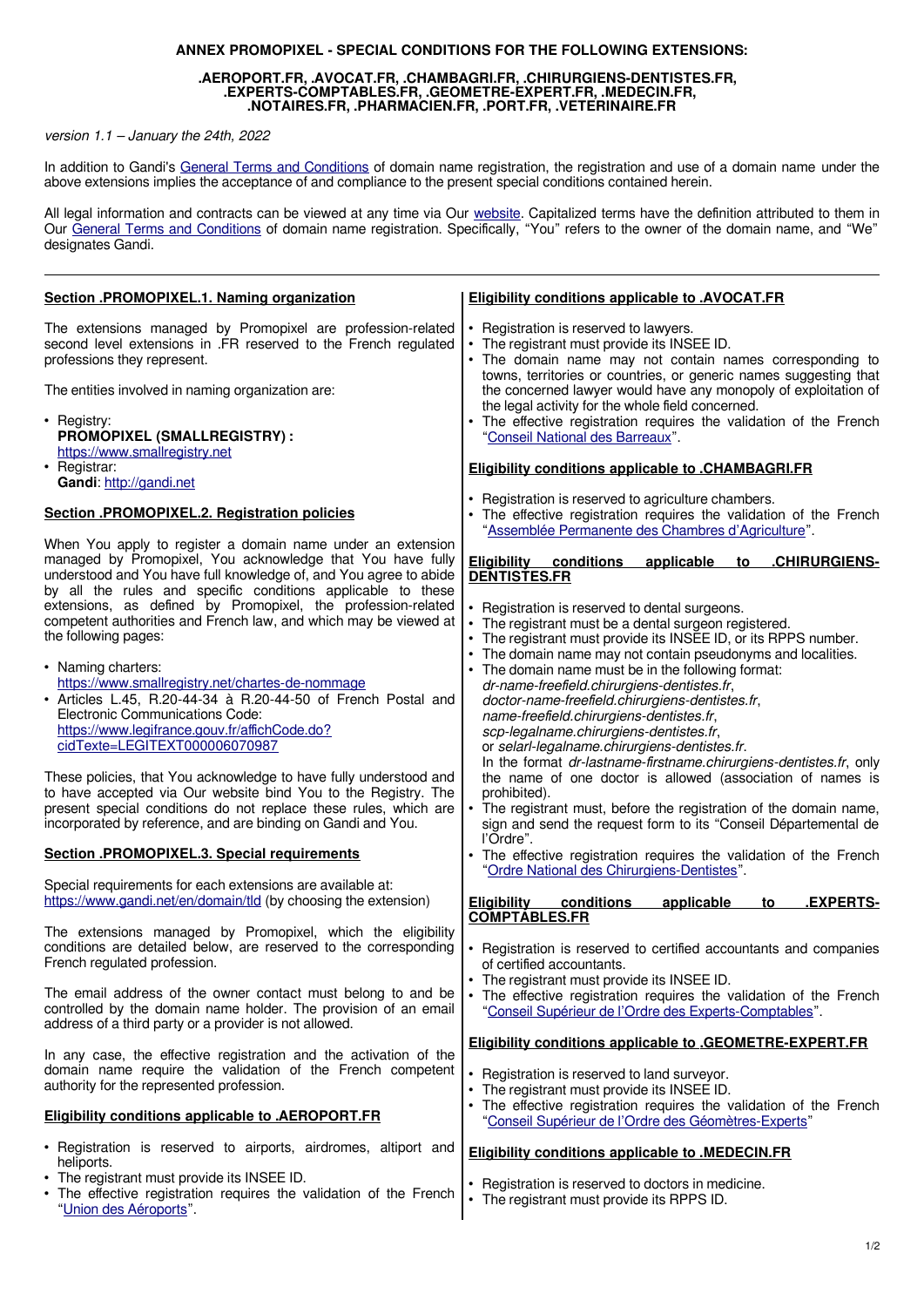# ANNEX PROMOPIXEL - SPECIAL CONDITIONS FOR THE FOLLOWING EXTENSIONS:

## .AEROPORT.FR, .AVOCAT.FR, .CHAMBAGRI.FR, .CHIRURGIENS-DENTISTES.FR, .EXPERTS-COMPTABLES.FR, .GEOMETRE-EXPERT.FR, .MEDECIN.FR, .NOTAIRES.FR, .PHARMACIEN.FR, .PORT.FR, .VETERINAIRE.FR

*version 1.1 – January the 24th, 2022*

In addition to Gandi's General Terms and Conditions of domain name registration, the registration and use of a domain name under the above extensions implies the acceptance of and compliance to the present special conditions contained herein.

All legal information and contracts can be viewed at any time via Our website. Capitalized terms have the definition attributed to them in Our General Terms and Conditions of domain name registration. Specifically, "You" refers to the owner of the domain name, and "We" designates Gandi.

---

### Section .PROMOPIXEL.1. Naming organization

The extensions managed by Promopixel are profession-related second level extensions in .FR reserved to the French regulated professions they represent.

The entities involved in naming organization are:

- Registry:
  **PROMOPIXEL (SMALLREGISTRY) :**
  https://www.smallregistry.net
- Registrar:
  **Gandi**: http://gandi.net

### Section .PROMOPIXEL.2. Registration policies

When You apply to register a domain name under an extension managed by Promopixel, You acknowledge that You have fully understood and You have full knowledge of, and You agree to abide by all the rules and specific conditions applicable to these extensions, as defined by Promopixel, the profession-related competent authorities and French law, and which may be viewed at the following pages:

- Naming charters:
  https://www.smallregistry.net/chartes-de-nommage
- Articles L.45, R.20-44-34 à R.20-44-50 of French Postal and Electronic Communications Code:
  https://www.legifrance.gouv.fr/affichCode.do?cidTexte=LEGITEXT000006070987

These policies, that You acknowledge to have fully understood and to have accepted via Our website bind You to the Registry. The present special conditions do not replace these rules, which are incorporated by reference, and are binding on Gandi and You.

### Section .PROMOPIXEL.3. Special requirements

Special requirements for each extensions are available at:
https://www.gandi.net/en/domain/tld (by choosing the extension)

The extensions managed by Promopixel, which the eligibility conditions are detailed below, are reserved to the corresponding French regulated profession.

The email address of the owner contact must belong to and be controlled by the domain name holder. The provision of an email address of a third party or a provider is not allowed.

In any case, the effective registration and the activation of the domain name require the validation of the French competent authority for the represented profession.

### Eligibility conditions applicable to .AEROPORT.FR

- Registration is reserved to airports, airdromes, altiport and heliports.
- The registrant must provide its INSEE ID.
- The effective registration requires the validation of the French "Union des Aéroports".

### Eligibility conditions applicable to .AVOCAT.FR

- Registration is reserved to lawyers.
- The registrant must provide its INSEE ID.
- The domain name may not contain names corresponding to towns, territories or countries, or generic names suggesting that the concerned lawyer would have any monopoly of exploitation of the legal activity for the whole field concerned.
- The effective registration requires the validation of the French "Conseil National des Barreaux".

### Eligibility conditions applicable to .CHAMBAGRI.FR

- Registration is reserved to agriculture chambers.
- The effective registration requires the validation of the French "Assemblée Permanente des Chambres d'Agriculture".

### Eligibility conditions applicable to .CHIRURGIENS-DENTISTES.FR

- Registration is reserved to dental surgeons.
- The registrant must be a dental surgeon registered.
- The registrant must provide its INSEE ID, or its RPPS number.
- The domain name may not contain pseudonyms and localities.
- The domain name must be in the following format:
  *dr-name-freefield.chirurgiens-dentistes.fr*,
  *doctor-name-freefield.chirurgiens-dentistes.fr*,
  *name-freefield.chirurgiens-dentistes.fr*,
  *scp-legalname.chirurgiens-dentistes.fr*,
  or *selarl-legalname.chirurgiens-dentistes.fr*.
  In the format *dr-lastname-firstname.chirurgiens-dentistes.fr*, only the name of one doctor is allowed (association of names is prohibited).
- The registrant must, before the registration of the domain name, sign and send the request form to its "Conseil Départemental de l'Ordre".
- The effective registration requires the validation of the French "Ordre National des Chirurgiens-Dentistes".

### Eligibility conditions applicable to .EXPERTS-COMPTABLES.FR

- Registration is reserved to certified accountants and companies of certified accountants.
- The registrant must provide its INSEE ID.
- The effective registration requires the validation of the French "Conseil Supérieur de l'Ordre des Experts-Comptables".

### Eligibility conditions applicable to .GEOMETRE-EXPERT.FR

- Registration is reserved to land surveyor.
- The registrant must provide its INSEE ID.
- The effective registration requires the validation of the French "Conseil Supérieur de l'Ordre des Géomètres-Experts"

### Eligibility conditions applicable to .MEDECIN.FR

- Registration is reserved to doctors in medicine.
- The registrant must provide its RPPS ID.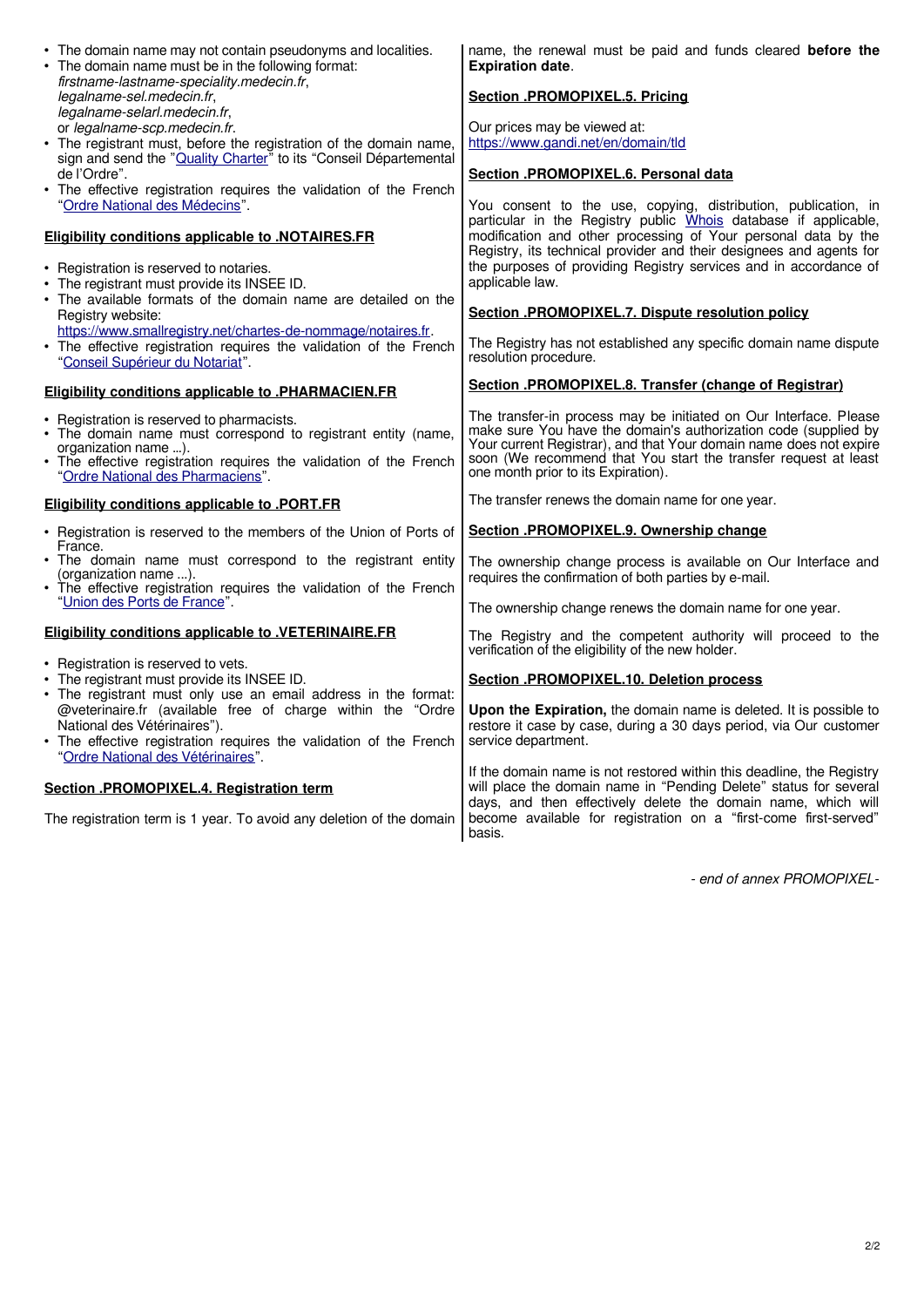- The domain name may not contain pseudonyms and localities.
- The domain name must be in the following format: *firstname-lastname-speciality.medecin.fr*, *legalname-sel.medecin.fr*, *legalname-selarl.medecin.fr*, or *legalname-scp.medecin.fr.*
- The registrant must, before the registration of the domain name, sign and send the "Quality Charter" to its "Conseil Départemental de l'Ordre".
- The effective registration requires the validation of the French "Ordre National des Médecins".

**Eligibility conditions applicable to .NOTAIRES.FR**

- Registration is reserved to notaries.
- The registrant must provide its INSEE ID.
- The available formats of the domain name are detailed on the Registry website: https://www.smallregistry.net/chartes-de-nommage/notaires.fr.
- The effective registration requires the validation of the French "Conseil Supérieur du Notariat".

**Eligibility conditions applicable to .PHARMACIEN.FR**

- Registration is reserved to pharmacists.
- The domain name must correspond to registrant entity (name, organization name ...).
- The effective registration requires the validation of the French "Ordre National des Pharmaciens".

**Eligibility conditions applicable to .PORT.FR**

- Registration is reserved to the members of the Union of Ports of France.
- The domain name must correspond to the registrant entity (organization name ...).
- The effective registration requires the validation of the French "Union des Ports de France".

**Eligibility conditions applicable to .VETERINAIRE.FR**

- Registration is reserved to vets.
- The registrant must provide its INSEE ID.
- The registrant must only use an email address in the format: @veterinaire.fr (available free of charge within the "Ordre National des Vétérinaires").
- The effective registration requires the validation of the French "Ordre National des Vétérinaires".

## Section .PROMOPIXEL.4. Registration term

The registration term is 1 year. To avoid any deletion of the domain name, the renewal must be paid and funds cleared **before the Expiration date**.

## Section .PROMOPIXEL.5. Pricing

Our prices may be viewed at: https://www.gandi.net/en/domain/tld

## Section .PROMOPIXEL.6. Personal data

You consent to the use, copying, distribution, publication, in particular in the Registry public Whois database if applicable, modification and other processing of Your personal data by the Registry, its technical provider and their designees and agents for the purposes of providing Registry services and in accordance of applicable law.

## Section .PROMOPIXEL.7. Dispute resolution policy

The Registry has not established any specific domain name dispute resolution procedure.

## Section .PROMOPIXEL.8. Transfer (change of Registrar)

The transfer-in process may be initiated on Our Interface. Please make sure You have the domain's authorization code (supplied by Your current Registrar), and that Your domain name does not expire soon (We recommend that You start the transfer request at least one month prior to its Expiration).

The transfer renews the domain name for one year.

## Section .PROMOPIXEL.9. Ownership change

The ownership change process is available on Our Interface and requires the confirmation of both parties by e-mail.

The ownership change renews the domain name for one year.

The Registry and the competent authority will proceed to the verification of the eligibility of the new holder.

## Section .PROMOPIXEL.10. Deletion process

**Upon the Expiration,** the domain name is deleted. It is possible to restore it case by case, during a 30 days period, via Our customer service department.

If the domain name is not restored within this deadline, the Registry will place the domain name in "Pending Delete" status for several days, and then effectively delete the domain name, which will become available for registration on a "first-come first-served" basis.

*- end of annex PROMOPIXEL-*